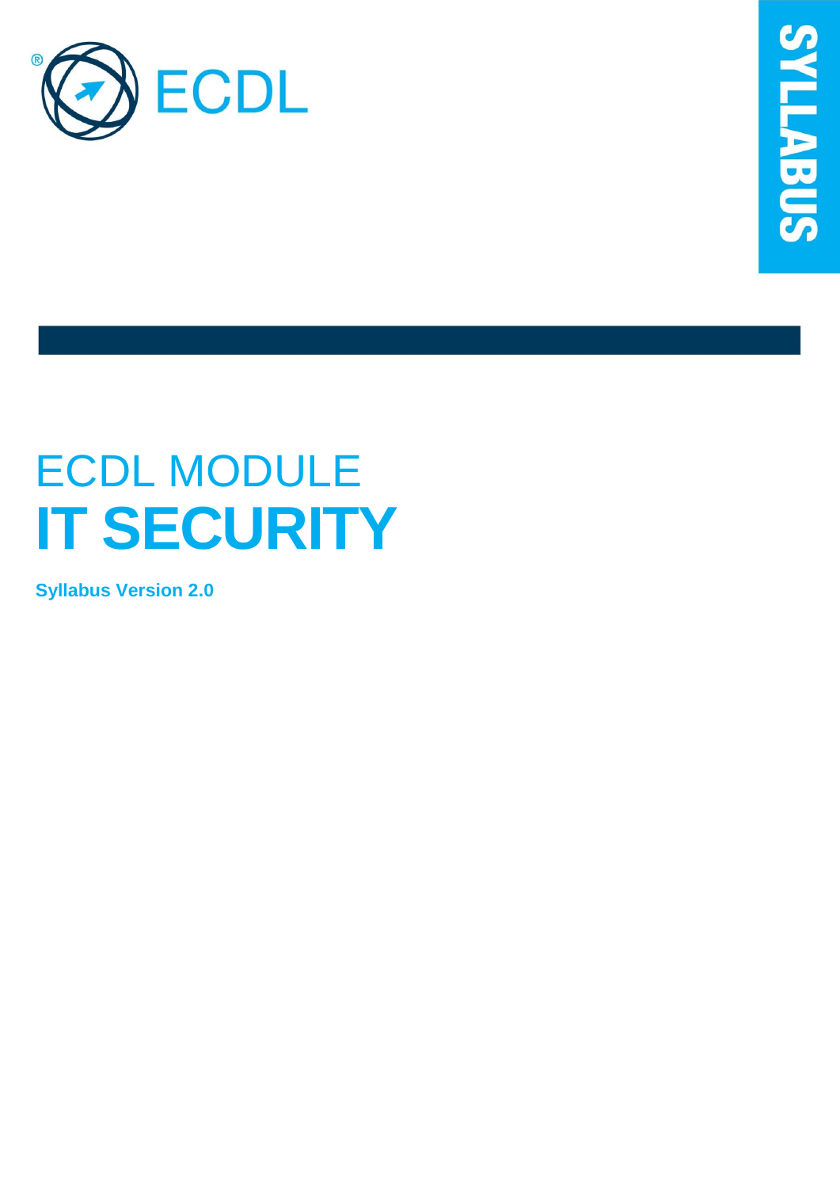ECDL

SYLLABUS

# ECDL MODULE
# IT SECURITY

**Syllabus Version 2.0**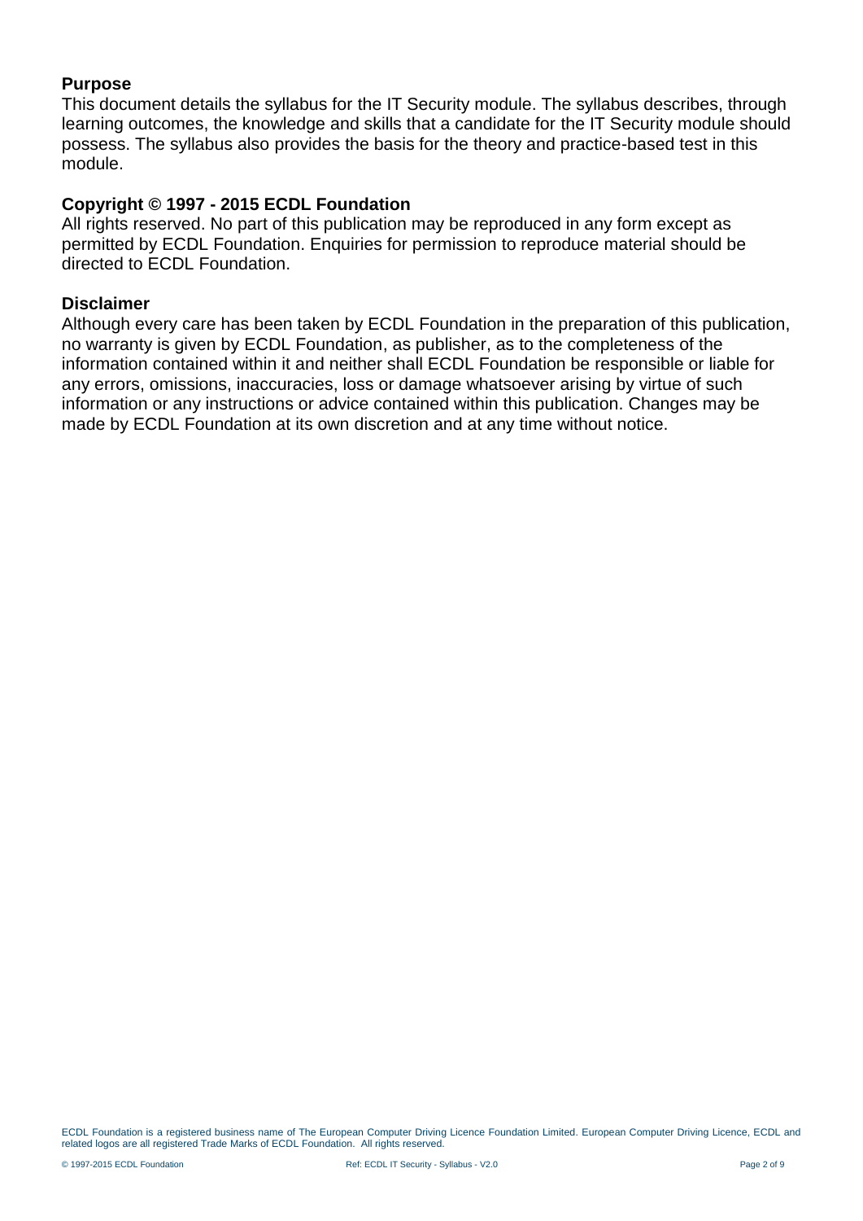## Purpose

This document details the syllabus for the IT Security module. The syllabus describes, through learning outcomes, the knowledge and skills that a candidate for the IT Security module should possess. The syllabus also provides the basis for the theory and practice-based test in this module.

## Copyright © 1997 - 2015 ECDL Foundation

All rights reserved. No part of this publication may be reproduced in any form except as permitted by ECDL Foundation. Enquiries for permission to reproduce material should be directed to ECDL Foundation.

## Disclaimer

Although every care has been taken by ECDL Foundation in the preparation of this publication, no warranty is given by ECDL Foundation, as publisher, as to the completeness of the information contained within it and neither shall ECDL Foundation be responsible or liable for any errors, omissions, inaccuracies, loss or damage whatsoever arising by virtue of such information or any instructions or advice contained within this publication. Changes may be made by ECDL Foundation at its own discretion and at any time without notice.

ECDL Foundation is a registered business name of The European Computer Driving Licence Foundation Limited. European Computer Driving Licence, ECDL and related logos are all registered Trade Marks of ECDL Foundation. All rights reserved.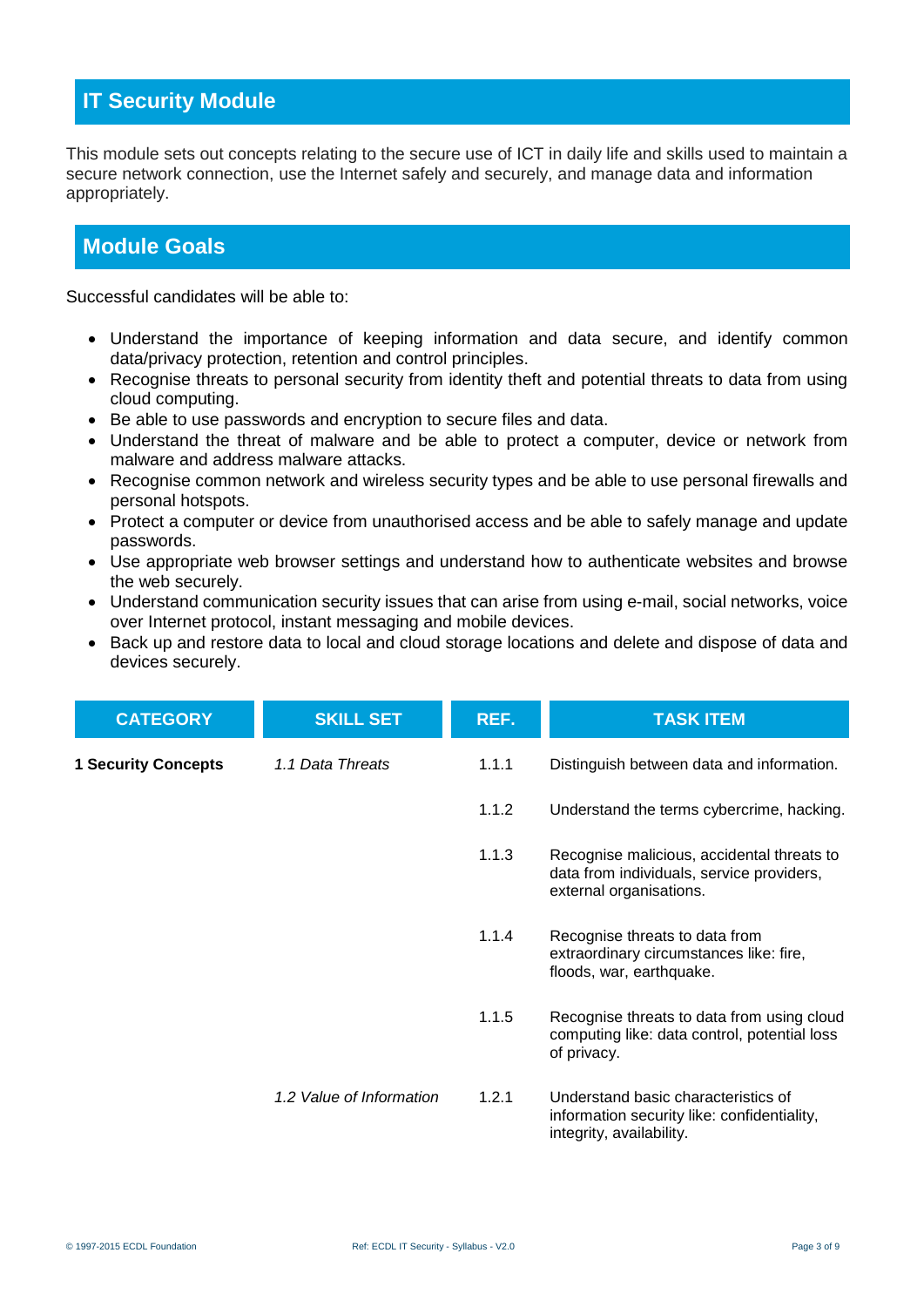## IT Security Module

This module sets out concepts relating to the secure use of ICT in daily life and skills used to maintain a secure network connection, use the Internet safely and securely, and manage data and information appropriately.

## Module Goals

Successful candidates will be able to:

- Understand the importance of keeping information and data secure, and identify common data/privacy protection, retention and control principles.
- Recognise threats to personal security from identity theft and potential threats to data from using cloud computing.
- Be able to use passwords and encryption to secure files and data.
- Understand the threat of malware and be able to protect a computer, device or network from malware and address malware attacks.
- Recognise common network and wireless security types and be able to use personal firewalls and personal hotspots.
- Protect a computer or device from unauthorised access and be able to safely manage and update passwords.
- Use appropriate web browser settings and understand how to authenticate websites and browse the web securely.
- Understand communication security issues that can arise from using e-mail, social networks, voice over Internet protocol, instant messaging and mobile devices.
- Back up and restore data to local and cloud storage locations and delete and dispose of data and devices securely.

| CATEGORY | SKILL SET | REF. | TASK ITEM |
|---|---|---|---|
| **1 Security Concepts** | *1.1 Data Threats* | 1.1.1 | Distinguish between data and information. |
| | | 1.1.2 | Understand the terms cybercrime, hacking. |
| | | 1.1.3 | Recognise malicious, accidental threats to data from individuals, service providers, external organisations. |
| | | 1.1.4 | Recognise threats to data from extraordinary circumstances like: fire, floods, war, earthquake. |
| | | 1.1.5 | Recognise threats to data from using cloud computing like: data control, potential loss of privacy. |
| | *1.2 Value of Information* | 1.2.1 | Understand basic characteristics of information security like: confidentiality, integrity, availability. |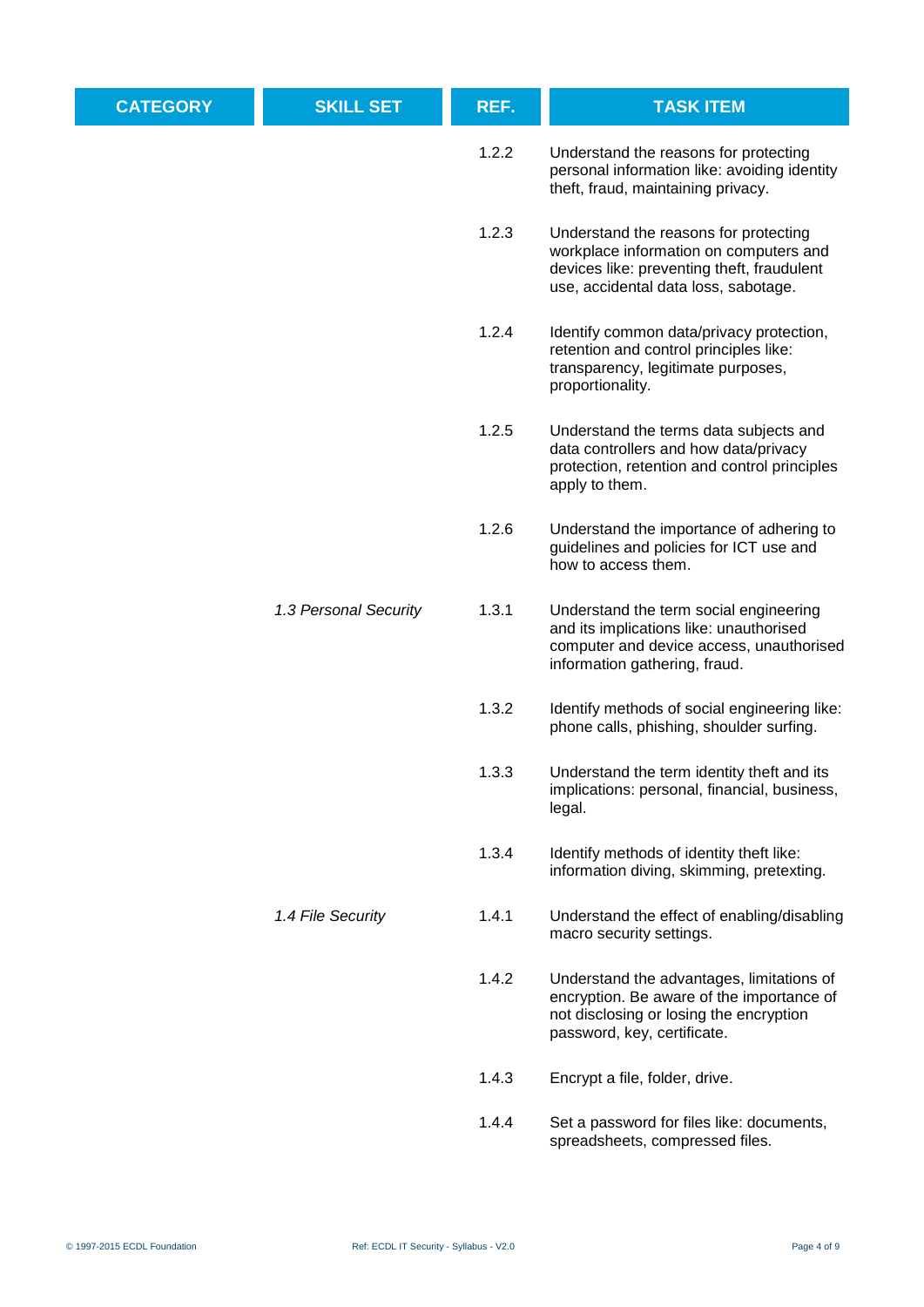| CATEGORY | SKILL SET | REF. | TASK ITEM |
| --- | --- | --- | --- |
| | | 1.2.2 | Understand the reasons for protecting personal information like: avoiding identity theft, fraud, maintaining privacy. |
| | | 1.2.3 | Understand the reasons for protecting workplace information on computers and devices like: preventing theft, fraudulent use, accidental data loss, sabotage. |
| | | 1.2.4 | Identify common data/privacy protection, retention and control principles like: transparency, legitimate purposes, proportionality. |
| | | 1.2.5 | Understand the terms data subjects and data controllers and how data/privacy protection, retention and control principles apply to them. |
| | | 1.2.6 | Understand the importance of adhering to guidelines and policies for ICT use and how to access them. |
| | *1.3 Personal Security* | 1.3.1 | Understand the term social engineering and its implications like: unauthorised computer and device access, unauthorised information gathering, fraud. |
| | | 1.3.2 | Identify methods of social engineering like: phone calls, phishing, shoulder surfing. |
| | | 1.3.3 | Understand the term identity theft and its implications: personal, financial, business, legal. |
| | | 1.3.4 | Identify methods of identity theft like: information diving, skimming, pretexting. |
| | *1.4 File Security* | 1.4.1 | Understand the effect of enabling/disabling macro security settings. |
| | | 1.4.2 | Understand the advantages, limitations of encryption. Be aware of the importance of not disclosing or losing the encryption password, key, certificate. |
| | | 1.4.3 | Encrypt a file, folder, drive. |
| | | 1.4.4 | Set a password for files like: documents, spreadsheets, compressed files. |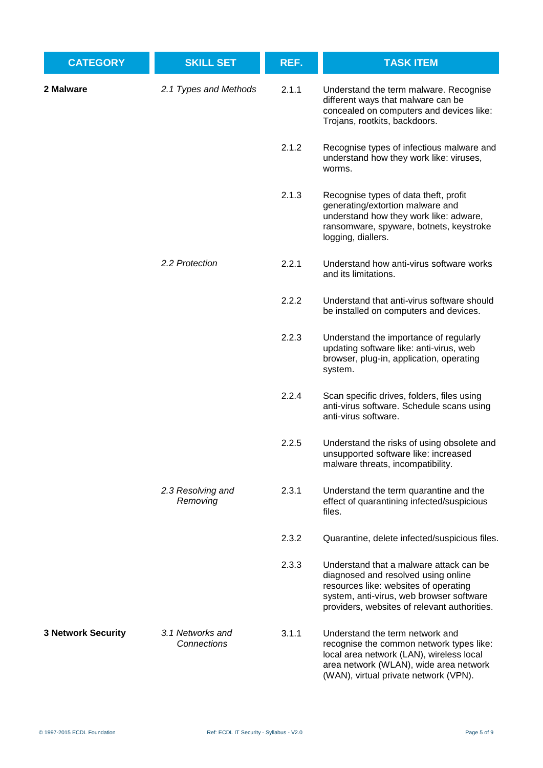| CATEGORY | SKILL SET | REF. | TASK ITEM |
|---|---|---|---|
| **2 Malware** | *2.1 Types and Methods* | 2.1.1 | Understand the term malware. Recognise different ways that malware can be concealed on computers and devices like: Trojans, rootkits, backdoors. |
| | | 2.1.2 | Recognise types of infectious malware and understand how they work like: viruses, worms. |
| | | 2.1.3 | Recognise types of data theft, profit generating/extortion malware and understand how they work like: adware, ransomware, spyware, botnets, keystroke logging, diallers. |
| | *2.2 Protection* | 2.2.1 | Understand how anti-virus software works and its limitations. |
| | | 2.2.2 | Understand that anti-virus software should be installed on computers and devices. |
| | | 2.2.3 | Understand the importance of regularly updating software like: anti-virus, web browser, plug-in, application, operating system. |
| | | 2.2.4 | Scan specific drives, folders, files using anti-virus software. Schedule scans using anti-virus software. |
| | | 2.2.5 | Understand the risks of using obsolete and unsupported software like: increased malware threats, incompatibility. |
| | *2.3 Resolving and Removing* | 2.3.1 | Understand the term quarantine and the effect of quarantining infected/suspicious files. |
| | | 2.3.2 | Quarantine, delete infected/suspicious files. |
| | | 2.3.3 | Understand that a malware attack can be diagnosed and resolved using online resources like: websites of operating system, anti-virus, web browser software providers, websites of relevant authorities. |
| **3 Network Security** | *3.1 Networks and Connections* | 3.1.1 | Understand the term network and recognise the common network types like: local area network (LAN), wireless local area network (WLAN), wide area network (WAN), virtual private network (VPN). |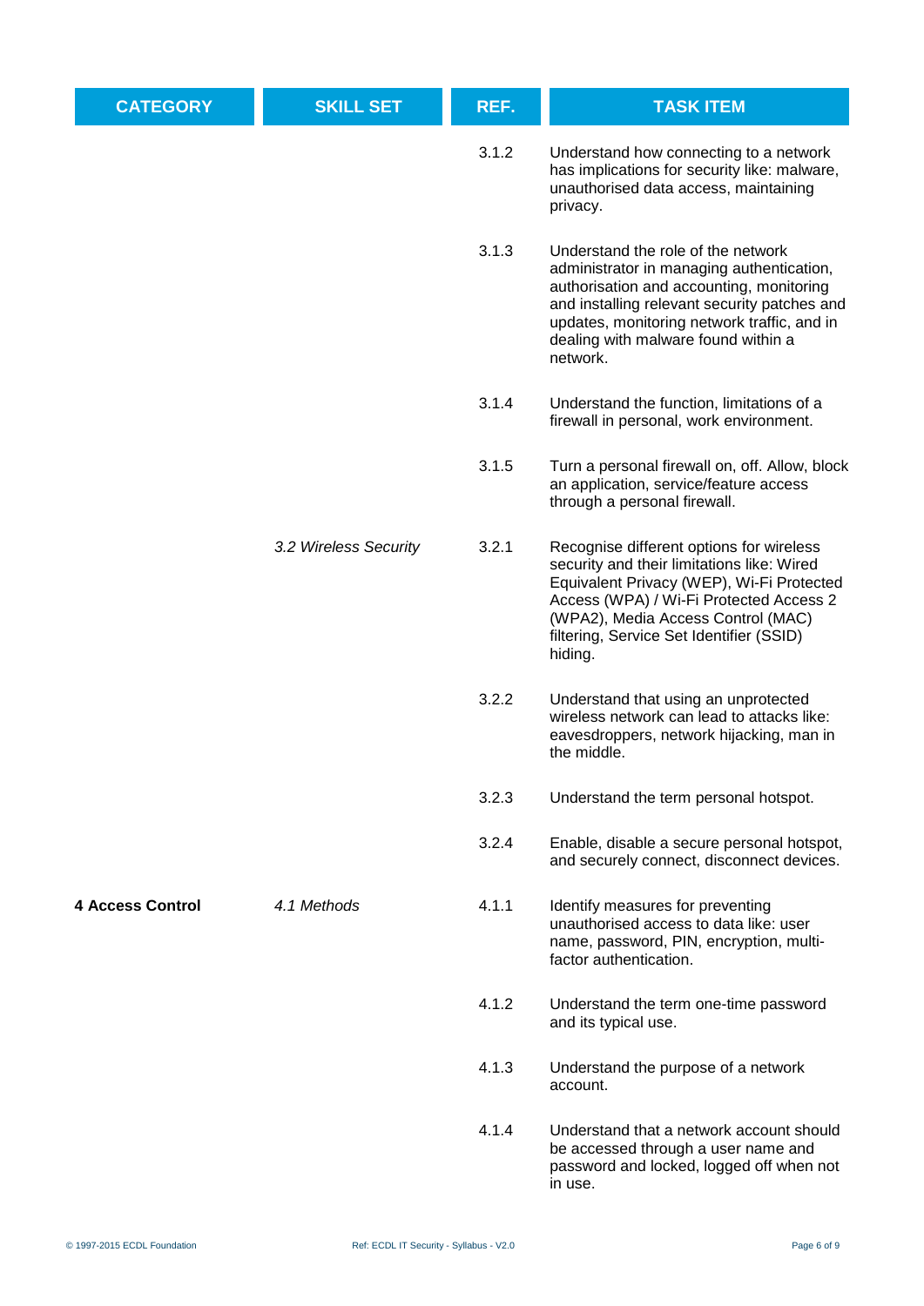| CATEGORY | SKILL SET | REF. | TASK ITEM |
| --- | --- | --- | --- |
| | | 3.1.2 | Understand how connecting to a network has implications for security like: malware, unauthorised data access, maintaining privacy. |
| | | 3.1.3 | Understand the role of the network administrator in managing authentication, authorisation and accounting, monitoring and installing relevant security patches and updates, monitoring network traffic, and in dealing with malware found within a network. |
| | | 3.1.4 | Understand the function, limitations of a firewall in personal, work environment. |
| | | 3.1.5 | Turn a personal firewall on, off. Allow, block an application, service/feature access through a personal firewall. |
| | *3.2 Wireless Security* | 3.2.1 | Recognise different options for wireless security and their limitations like: Wired Equivalent Privacy (WEP), Wi-Fi Protected Access (WPA) / Wi-Fi Protected Access 2 (WPA2), Media Access Control (MAC) filtering, Service Set Identifier (SSID) hiding. |
| | | 3.2.2 | Understand that using an unprotected wireless network can lead to attacks like: eavesdroppers, network hijacking, man in the middle. |
| | | 3.2.3 | Understand the term personal hotspot. |
| | | 3.2.4 | Enable, disable a secure personal hotspot, and securely connect, disconnect devices. |
| **4 Access Control** | *4.1 Methods* | 4.1.1 | Identify measures for preventing unauthorised access to data like: user name, password, PIN, encryption, multi-factor authentication. |
| | | 4.1.2 | Understand the term one-time password and its typical use. |
| | | 4.1.3 | Understand the purpose of a network account. |
| | | 4.1.4 | Understand that a network account should be accessed through a user name and password and locked, logged off when not in use. |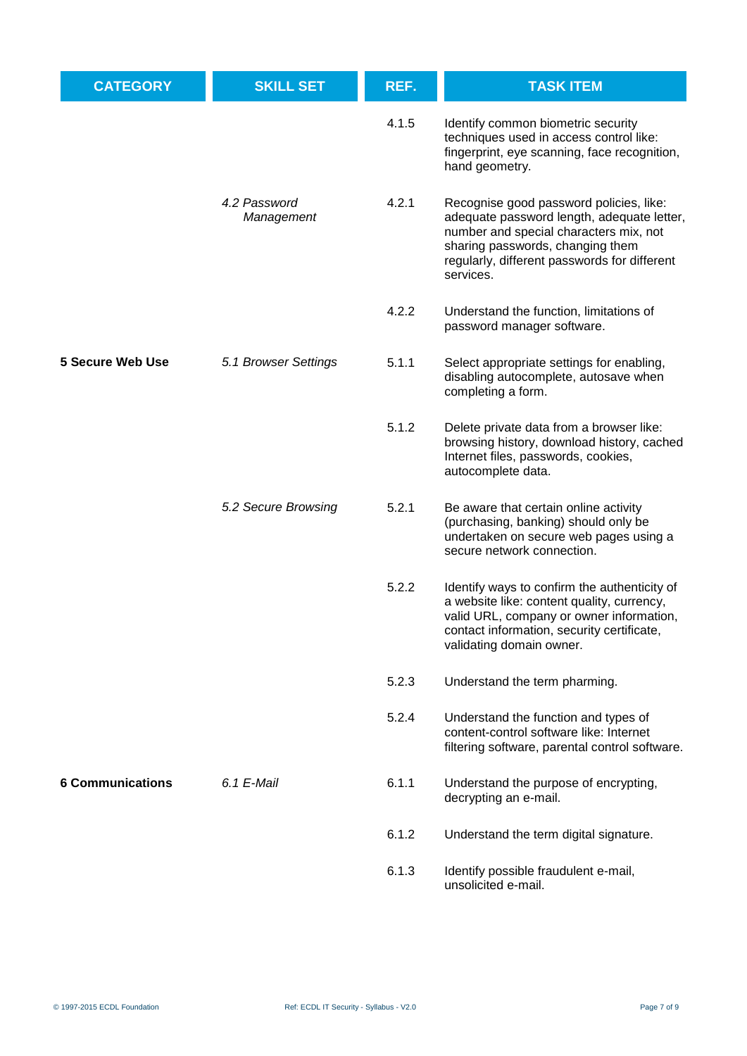| CATEGORY | SKILL SET | REF. | TASK ITEM |
| --- | --- | --- | --- |
| | | 4.1.5 | Identify common biometric security techniques used in access control like: fingerprint, eye scanning, face recognition, hand geometry. |
| | *4.2 Password Management* | 4.2.1 | Recognise good password policies, like: adequate password length, adequate letter, number and special characters mix, not sharing passwords, changing them regularly, different passwords for different services. |
| | | 4.2.2 | Understand the function, limitations of password manager software. |
| **5 Secure Web Use** | *5.1 Browser Settings* | 5.1.1 | Select appropriate settings for enabling, disabling autocomplete, autosave when completing a form. |
| | | 5.1.2 | Delete private data from a browser like: browsing history, download history, cached Internet files, passwords, cookies, autocomplete data. |
| | *5.2 Secure Browsing* | 5.2.1 | Be aware that certain online activity (purchasing, banking) should only be undertaken on secure web pages using a secure network connection. |
| | | 5.2.2 | Identify ways to confirm the authenticity of a website like: content quality, currency, valid URL, company or owner information, contact information, security certificate, validating domain owner. |
| | | 5.2.3 | Understand the term pharming. |
| | | 5.2.4 | Understand the function and types of content-control software like: Internet filtering software, parental control software. |
| **6 Communications** | *6.1 E-Mail* | 6.1.1 | Understand the purpose of encrypting, decrypting an e-mail. |
| | | 6.1.2 | Understand the term digital signature. |
| | | 6.1.3 | Identify possible fraudulent e-mail, unsolicited e-mail. |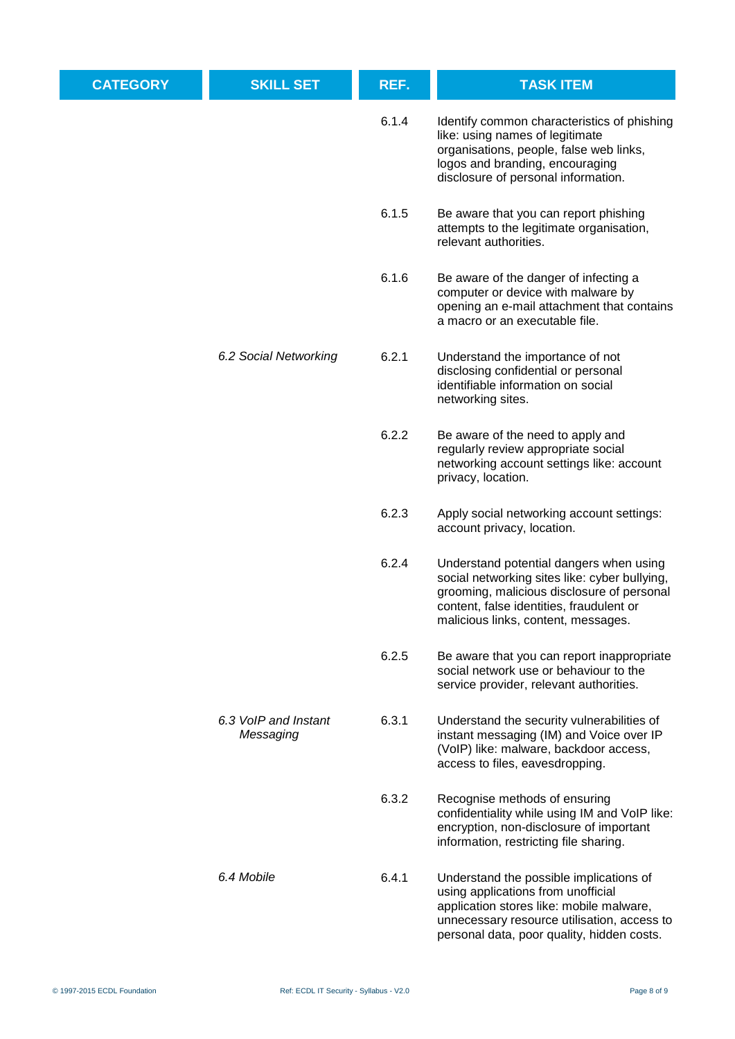| CATEGORY | SKILL SET | REF. | TASK ITEM |
| --- | --- | --- | --- |
| | | 6.1.4 | Identify common characteristics of phishing like: using names of legitimate organisations, people, false web links, logos and branding, encouraging disclosure of personal information. |
| | | 6.1.5 | Be aware that you can report phishing attempts to the legitimate organisation, relevant authorities. |
| | | 6.1.6 | Be aware of the danger of infecting a computer or device with malware by opening an e-mail attachment that contains a macro or an executable file. |
| | *6.2 Social Networking* | 6.2.1 | Understand the importance of not disclosing confidential or personal identifiable information on social networking sites. |
| | | 6.2.2 | Be aware of the need to apply and regularly review appropriate social networking account settings like: account privacy, location. |
| | | 6.2.3 | Apply social networking account settings: account privacy, location. |
| | | 6.2.4 | Understand potential dangers when using social networking sites like: cyber bullying, grooming, malicious disclosure of personal content, false identities, fraudulent or malicious links, content, messages. |
| | | 6.2.5 | Be aware that you can report inappropriate social network use or behaviour to the service provider, relevant authorities. |
| | *6.3 VoIP and Instant Messaging* | 6.3.1 | Understand the security vulnerabilities of instant messaging (IM) and Voice over IP (VoIP) like: malware, backdoor access, access to files, eavesdropping. |
| | | 6.3.2 | Recognise methods of ensuring confidentiality while using IM and VoIP like: encryption, non-disclosure of important information, restricting file sharing. |
| | *6.4 Mobile* | 6.4.1 | Understand the possible implications of using applications from unofficial application stores like: mobile malware, unnecessary resource utilisation, access to personal data, poor quality, hidden costs. |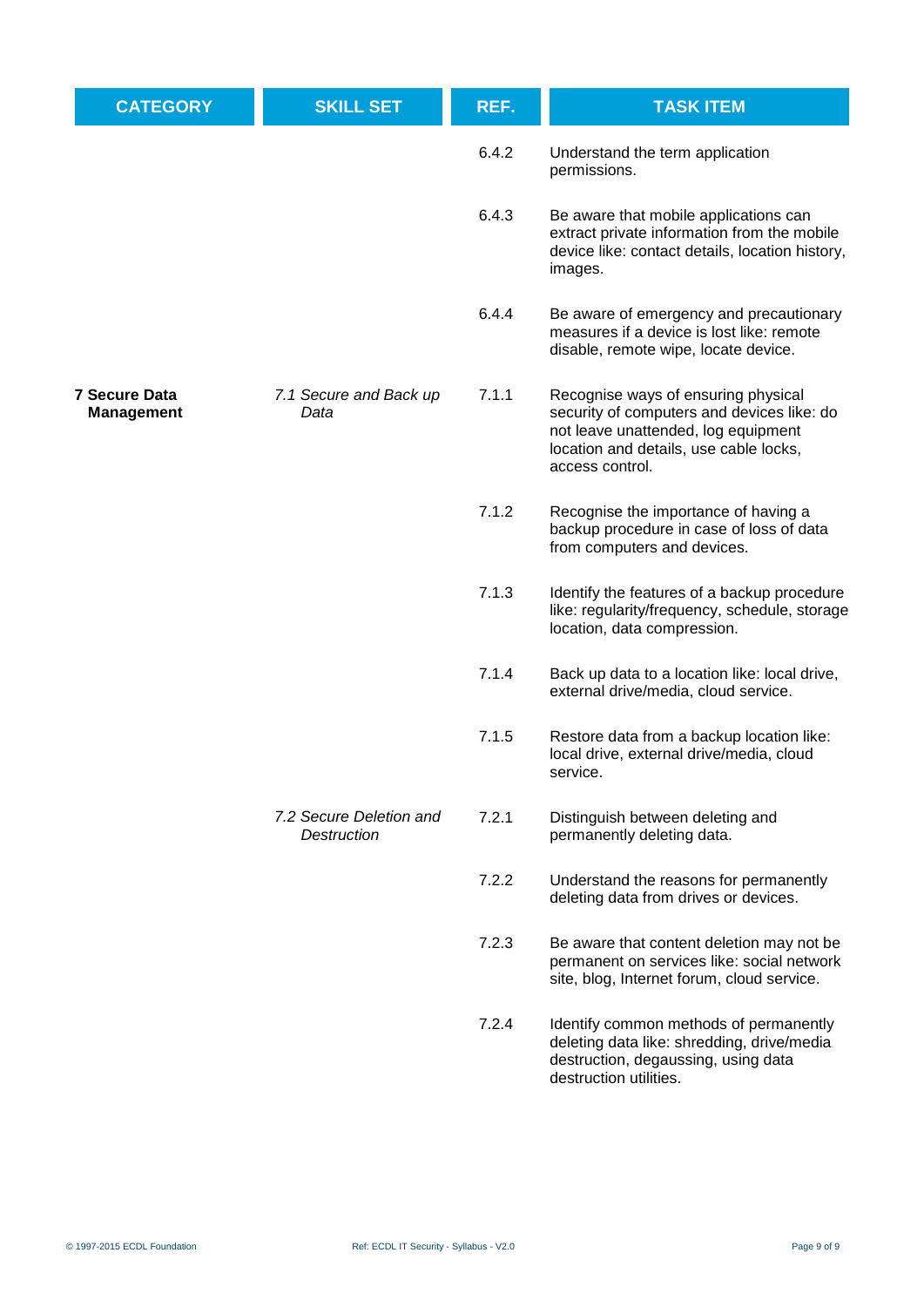| CATEGORY | SKILL SET | REF. | TASK ITEM |
|---|---|---|---|
| | | 6.4.2 | Understand the term application permissions. |
| | | 6.4.3 | Be aware that mobile applications can extract private information from the mobile device like: contact details, location history, images. |
| | | 6.4.4 | Be aware of emergency and precautionary measures if a device is lost like: remote disable, remote wipe, locate device. |
| **7 Secure Data Management** | *7.1 Secure and Back up Data* | 7.1.1 | Recognise ways of ensuring physical security of computers and devices like: do not leave unattended, log equipment location and details, use cable locks, access control. |
| | | 7.1.2 | Recognise the importance of having a backup procedure in case of loss of data from computers and devices. |
| | | 7.1.3 | Identify the features of a backup procedure like: regularity/frequency, schedule, storage location, data compression. |
| | | 7.1.4 | Back up data to a location like: local drive, external drive/media, cloud service. |
| | | 7.1.5 | Restore data from a backup location like: local drive, external drive/media, cloud service. |
| | *7.2 Secure Deletion and Destruction* | 7.2.1 | Distinguish between deleting and permanently deleting data. |
| | | 7.2.2 | Understand the reasons for permanently deleting data from drives or devices. |
| | | 7.2.3 | Be aware that content deletion may not be permanent on services like: social network site, blog, Internet forum, cloud service. |
| | | 7.2.4 | Identify common methods of permanently deleting data like: shredding, drive/media destruction, degaussing, using data destruction utilities. |